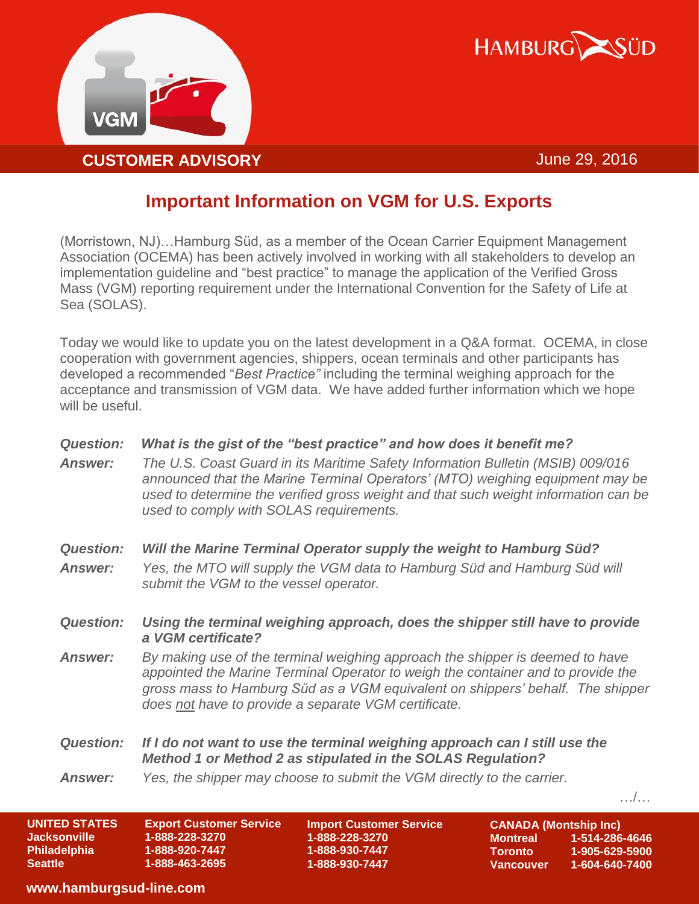**CUSTOMER ADVISORY** June 29, 2016

# Important Information on VGM for U.S. Exports

(Morristown, NJ)…Hamburg Süd, as a member of the Ocean Carrier Equipment Management Association (OCEMA) has been actively involved in working with all stakeholders to develop an implementation guideline and "best practice" to manage the application of the Verified Gross Mass (VGM) reporting requirement under the International Convention for the Safety of Life at Sea (SOLAS).

Today we would like to update you on the latest development in a Q&A format. OCEMA, in close cooperation with government agencies, shippers, ocean terminals and other participants has developed a recommended "*Best Practice"* including the terminal weighing approach for the acceptance and transmission of VGM data. We have added further information which we hope will be useful.

***Question:*** ***What is the gist of the "best practice" and how does it benefit me?***

***Answer:*** *The U.S. Coast Guard in its Maritime Safety Information Bulletin (MSIB) 009/016 announced that the Marine Terminal Operators' (MTO) weighing equipment may be used to determine the verified gross weight and that such weight information can be used to comply with SOLAS requirements.*

***Question:*** ***Will the Marine Terminal Operator supply the weight to Hamburg Süd?***

***Answer:*** *Yes, the MTO will supply the VGM data to Hamburg Süd and Hamburg Süd will submit the VGM to the vessel operator.*

***Question:*** ***Using the terminal weighing approach, does the shipper still have to provide a VGM certificate?***

***Answer:*** *By making use of the terminal weighing approach the shipper is deemed to have appointed the Marine Terminal Operator to weigh the container and to provide the gross mass to Hamburg Süd as a VGM equivalent on shippers' behalf. The shipper does not have to provide a separate VGM certificate.*

***Question:*** ***If I do not want to use the terminal weighing approach can I still use the Method 1 or Method 2 as stipulated in the SOLAS Regulation?***

***Answer:*** *Yes, the shipper may choose to submit the VGM directly to the carrier.*

…/…

| UNITED STATES | Export Customer Service | Import Customer Service | CANADA (Montship Inc) | |
|---|---|---|---|---|
| Jacksonville | 1-888-228-3270 | 1-888-228-3270 | Montreal | 1-514-286-4646 |
| Philadelphia | 1-888-920-7447 | 1-888-930-7447 | Toronto | 1-905-629-5900 |
| Seattle | 1-888-463-2695 | 1-888-930-7447 | Vancouver | 1-604-640-7400 |

www.hamburgsud-line.com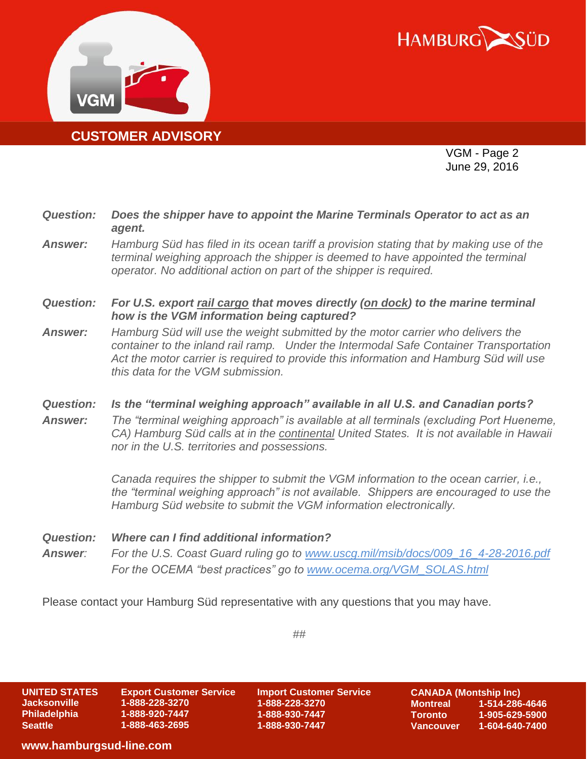## CUSTOMER ADVISORY

VGM - Page 2
June 29, 2016

***Question:*** ***Does the shipper have to appoint the Marine Terminals Operator to act as an agent.***

***Answer:*** *Hamburg Süd has filed in its ocean tariff a provision stating that by making use of the terminal weighing approach the shipper is deemed to have appointed the terminal operator. No additional action on part of the shipper is required.*

***Question:*** ***For U.S. export rail cargo that moves directly (on dock) to the marine terminal how is the VGM information being captured?***

***Answer:*** *Hamburg Süd will use the weight submitted by the motor carrier who delivers the container to the inland rail ramp. Under the Intermodal Safe Container Transportation Act the motor carrier is required to provide this information and Hamburg Süd will use this data for the VGM submission.*

***Question:*** ***Is the "terminal weighing approach" available in all U.S. and Canadian ports?***

***Answer:*** *The "terminal weighing approach" is available at all terminals (excluding Port Hueneme, CA) Hamburg Süd calls at in the continental United States. It is not available in Hawaii nor in the U.S. territories and possessions.*

*Canada requires the shipper to submit the VGM information to the ocean carrier, i.e., the "terminal weighing approach" is not available. Shippers are encouraged to use the Hamburg Süd website to submit the VGM information electronically.*

***Question:*** ***Where can I find additional information?***

***Answer:*** *For the U.S. Coast Guard ruling go to www.uscg.mil/msib/docs/009_16_4-28-2016.pdf*
*For the OCEMA "best practices" go to www.ocema.org/VGM_SOLAS.html*

Please contact your Hamburg Süd representative with any questions that you may have.

##

| UNITED STATES | Export Customer Service | Import Customer Service | CANADA (Montship Inc) | |
|---|---|---|---|---|
| Jacksonville | 1-888-228-3270 | 1-888-228-3270 | Montreal | 1-514-286-4646 |
| Philadelphia | 1-888-920-7447 | 1-888-930-7447 | Toronto | 1-905-629-5900 |
| Seattle | 1-888-463-2695 | 1-888-930-7447 | Vancouver | 1-604-640-7400 |

www.hamburgsud-line.com